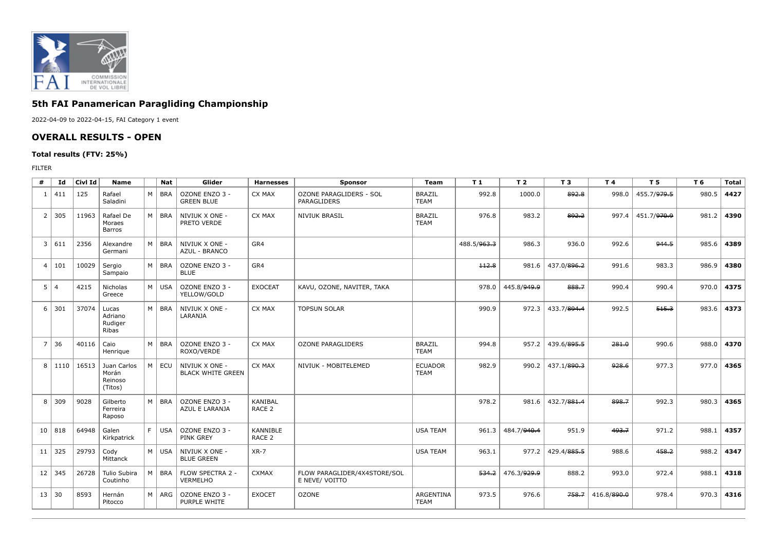# 5th FAI Panamerican Paragliding Championship

2022-04-09 to 2022-04-15, FAI Category 1 event

## OVERALL RESULTS - OPEN

### Total results (FTV: 25%)

FILTER

| # | Id | Civl Id | Name | | Nat | Glider | Harnesses | Sponsor | Team | T 1 | T 2 | T 3 | T 4 | T 5 | T 6 | Total |
|---|---|---|---|---|---|---|---|---|---|---|---|---|---|---|---|---|
| 1 | 411 | 125 | Rafael Saladini | M | BRA | OZONE ENZO 3 - GREEN BLUE | CX MAX | OZONE PARAGLIDERS - SOL PARAGLIDERS | BRAZIL TEAM | 992.8 | 1000.0 | ~~892.8~~ | 998.0 | 455.7/~~979.5~~ | 980.5 | **4427** |
| 2 | 305 | 11963 | Rafael De Moraes Barros | M | BRA | NIVIUK X ONE - PRETO VERDE | CX MAX | NIVIUK BRASIL | BRAZIL TEAM | 976.8 | 983.2 | ~~892.2~~ | 997.4 | 451.7/~~970.9~~ | 981.2 | **4390** |
| 3 | 611 | 2356 | Alexandre Germani | M | BRA | NIVIUK X ONE - AZUL - BRANCO | GR4 | | | 488.5/~~963.3~~ | 986.3 | 936.0 | 992.6 | ~~944.5~~ | 985.6 | **4389** |
| 4 | 101 | 10029 | Sergio Sampaio | M | BRA | OZONE ENZO 3 - BLUE | GR4 | | | ~~112.8~~ | 981.6 | 437.0/~~896.2~~ | 991.6 | 983.3 | 986.9 | **4380** |
| 5 | 4 | 4215 | Nicholas Greece | M | USA | OZONE ENZO 3 - YELLOW/GOLD | EXOCEAT | KAVU, OZONE, NAVITER, TAKA | | 978.0 | 445.8/~~949.9~~ | ~~888.7~~ | 990.4 | 990.4 | 970.0 | **4375** |
| 6 | 301 | 37074 | Lucas Adriano Rudiger Ribas | M | BRA | NIVIUK X ONE - LARANJA | CX MAX | TOPSUN SOLAR | | 990.9 | 972.3 | 433.7/~~894.4~~ | 992.5 | ~~515.3~~ | 983.6 | **4373** |
| 7 | 36 | 40116 | Caio Henrique | M | BRA | OZONE ENZO 3 - ROXO/VERDE | CX MAX | OZONE PARAGLIDERS | BRAZIL TEAM | 994.8 | 957.2 | 439.6/~~895.5~~ | ~~281.0~~ | 990.6 | 988.0 | **4370** |
| 8 | 1110 | 16513 | Juan Carlos Morán Reinoso (Titos) | M | ECU | NIVIUK X ONE - BLACK WHITE GREEN | CX MAX | NIVIUK - MOBITELEMED | ECUADOR TEAM | 982.9 | 990.2 | 437.1/~~890.3~~ | ~~928.6~~ | 977.3 | 977.0 | **4365** |
| 8 | 309 | 9028 | Gilberto Ferreira Raposo | M | BRA | OZONE ENZO 3 - AZUL E LARANJA | KANIBAL RACE 2 | | | 978.2 | 981.6 | 432.7/~~881.4~~ | ~~898.7~~ | 992.3 | 980.3 | **4365** |
| 10 | 818 | 64948 | Galen Kirkpatrick | F | USA | OZONE ENZO 3 - PINK GREY | KANNIBLE RACE 2 | | USA TEAM | 961.3 | 484.7/~~940.4~~ | 951.9 | ~~493.7~~ | 971.2 | 988.1 | **4357** |
| 11 | 325 | 29793 | Cody Mittanck | M | USA | NIVIUK X ONE - BLUE GREEN | XR-7 | | USA TEAM | 963.1 | 977.2 | 429.4/~~885.5~~ | 988.6 | ~~458.2~~ | 988.2 | **4347** |
| 12 | 345 | 26728 | Tulio Subira Coutinho | M | BRA | FLOW SPECTRA 2 - VERMELHO | CXMAX | FLOW PARAGLIDER/4X4STORE/SOL E NEVE/ VOITTO | | ~~534.2~~ | 476.3/~~929.9~~ | 888.2 | 993.0 | 972.4 | 988.1 | **4318** |
| 13 | 30 | 8593 | Hernán Pitocco | M | ARG | OZONE ENZO 3 - PURPLE WHITE | EXOCET | OZONE | ARGENTINA TEAM | 973.5 | 976.6 | ~~758.7~~ | 416.8/~~890.0~~ | 978.4 | 970.3 | **4316** |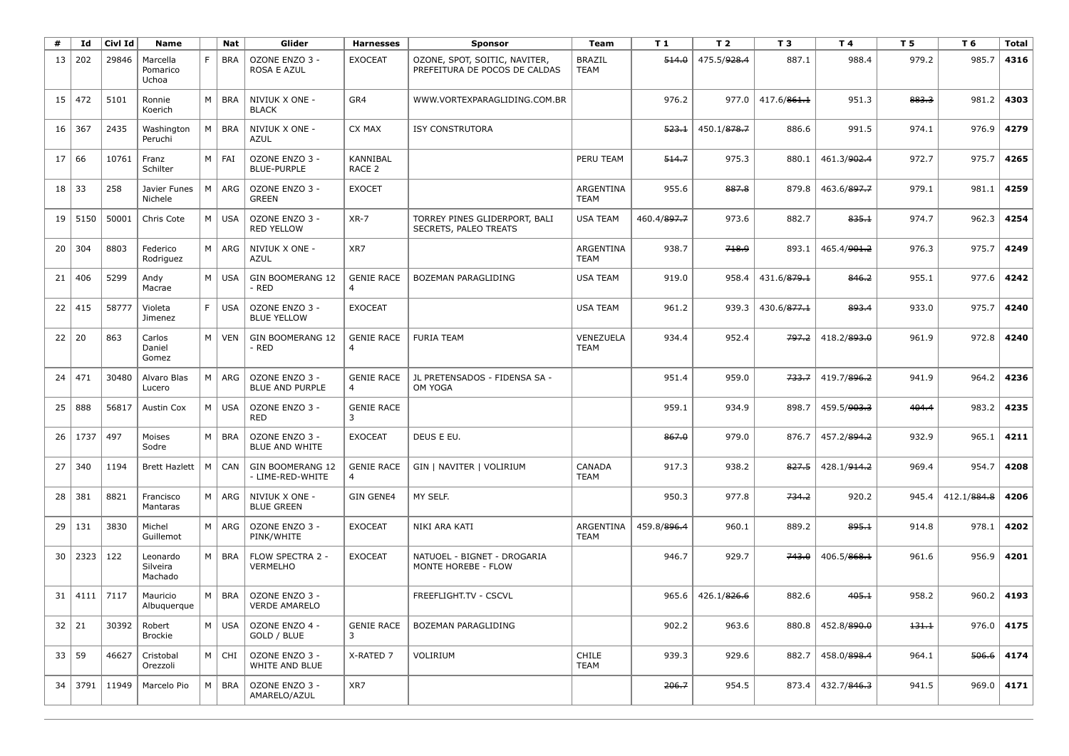| # | Id | Civl Id | Name | | Nat | Glider | Harnesses | Sponsor | Team | T 1 | T 2 | T 3 | T 4 | T 5 | T 6 | Total |
|---|---|---|---|---|---|---|---|---|---|---|---|---|---|---|---|---|
| 13 | 202 | 29846 | Marcella Pomarico Uchoa | F | BRA | OZONE ENZO 3 - ROSA E AZUL | EXOCEAT | OZONE, SPOT, SOITIC, NAVITER, PREFEITURA DE POCOS DE CALDAS | BRAZIL TEAM | ~~514.0~~ | 475.5/~~928.4~~ | 887.1 | 988.4 | 979.2 | 985.7 | **4316** |
| 15 | 472 | 5101 | Ronnie Koerich | M | BRA | NIVIUK X ONE - BLACK | GR4 | WWW.VORTEXPARAGLIDING.COM.BR | | 976.2 | 977.0 | 417.6/~~861.1~~ | 951.3 | ~~883.3~~ | 981.2 | **4303** |
| 16 | 367 | 2435 | Washington Peruchi | M | BRA | NIVIUK X ONE - AZUL | CX MAX | ISY CONSTRUTORA | | ~~523.1~~ | 450.1/~~878.7~~ | 886.6 | 991.5 | 974.1 | 976.9 | **4279** |
| 17 | 66 | 10761 | Franz Schilter | M | FAI | OZONE ENZO 3 - BLUE-PURPLE | KANNIBAL RACE 2 | | PERU TEAM | ~~514.7~~ | 975.3 | 880.1 | 461.3/~~902.4~~ | 972.7 | 975.7 | **4265** |
| 18 | 33 | 258 | Javier Funes Nichele | M | ARG | OZONE ENZO 3 - GREEN | EXOCET | | ARGENTINA TEAM | 955.6 | ~~887.8~~ | 879.8 | 463.6/~~897.7~~ | 979.1 | 981.1 | **4259** |
| 19 | 5150 | 50001 | Chris Cote | M | USA | OZONE ENZO 3 - RED YELLOW | XR-7 | TORREY PINES GLIDERPORT, BALI SECRETS, PALEO TREATS | USA TEAM | 460.4/~~897.7~~ | 973.6 | 882.7 | ~~835.1~~ | 974.7 | 962.3 | **4254** |
| 20 | 304 | 8803 | Federico Rodriguez | M | ARG | NIVIUK X ONE - AZUL | XR7 | | ARGENTINA TEAM | 938.7 | ~~718.9~~ | 893.1 | 465.4/~~901.2~~ | 976.3 | 975.7 | **4249** |
| 21 | 406 | 5299 | Andy Macrae | M | USA | GIN BOOMERANG 12 - RED | GENIE RACE 4 | BOZEMAN PARAGLIDING | USA TEAM | 919.0 | 958.4 | 431.6/~~879.1~~ | ~~846.2~~ | 955.1 | 977.6 | **4242** |
| 22 | 415 | 58777 | Violeta Jimenez | F | USA | OZONE ENZO 3 - BLUE YELLOW | EXOCEAT | | USA TEAM | 961.2 | 939.3 | 430.6/~~877.1~~ | ~~893.4~~ | 933.0 | 975.7 | **4240** |
| 22 | 20 | 863 | Carlos Daniel Gomez | M | VEN | GIN BOOMERANG 12 - RED | GENIE RACE 4 | FURIA TEAM | VENEZUELA TEAM | 934.4 | 952.4 | ~~797.2~~ | 418.2/~~893.0~~ | 961.9 | 972.8 | **4240** |
| 24 | 471 | 30480 | Alvaro Blas Lucero | M | ARG | OZONE ENZO 3 - BLUE AND PURPLE | GENIE RACE 4 | JL PRETENSADOS - FIDENSA SA - OM YOGA | | 951.4 | 959.0 | ~~733.7~~ | 419.7/~~896.2~~ | 941.9 | 964.2 | **4236** |
| 25 | 888 | 56817 | Austin Cox | M | USA | OZONE ENZO 3 - RED | GENIE RACE 3 | | | 959.1 | 934.9 | 898.7 | 459.5/~~903.3~~ | ~~404.4~~ | 983.2 | **4235** |
| 26 | 1737 | 497 | Moises Sodre | M | BRA | OZONE ENZO 3 - BLUE AND WHITE | EXOCEAT | DEUS E EU. | | ~~867.0~~ | 979.0 | 876.7 | 457.2/~~894.2~~ | 932.9 | 965.1 | **4211** |
| 27 | 340 | 1194 | Brett Hazlett | M | CAN | GIN BOOMERANG 12 - LIME-RED-WHITE | GENIE RACE 4 | GIN \| NAVITER \| VOLIRIUM | CANADA TEAM | 917.3 | 938.2 | ~~827.5~~ | 428.1/~~914.2~~ | 969.4 | 954.7 | **4208** |
| 28 | 381 | 8821 | Francisco Mantaras | M | ARG | NIVIUK X ONE - BLUE GREEN | GIN GENE4 | MY SELF. | | 950.3 | 977.8 | ~~734.2~~ | 920.2 | 945.4 | 412.1/~~884.8~~ | **4206** |
| 29 | 131 | 3830 | Michel Guillemot | M | ARG | OZONE ENZO 3 - PINK/WHITE | EXOCEAT | NIKI ARA KATI | ARGENTINA TEAM | 459.8/~~896.4~~ | 960.1 | 889.2 | ~~895.1~~ | 914.8 | 978.1 | **4202** |
| 30 | 2323 | 122 | Leonardo Silveira Machado | M | BRA | FLOW SPECTRA 2 - VERMELHO | EXOCEAT | NATUOEL - BIGNET - DROGARIA MONTE HOREBE - FLOW | | 946.7 | 929.7 | ~~743.0~~ | 406.5/~~868.1~~ | 961.6 | 956.9 | **4201** |
| 31 | 4111 | 7117 | Mauricio Albuquerque | M | BRA | OZONE ENZO 3 - VERDE AMARELO | | FREEFLIGHT.TV - CSCVL | | 965.6 | 426.1/~~826.6~~ | 882.6 | ~~405.1~~ | 958.2 | 960.2 | **4193** |
| 32 | 21 | 30392 | Robert Brockie | M | USA | OZONE ENZO 4 - GOLD / BLUE | GENIE RACE 3 | BOZEMAN PARAGLIDING | | 902.2 | 963.6 | 880.8 | 452.8/~~890.0~~ | ~~131.1~~ | 976.0 | **4175** |
| 33 | 59 | 46627 | Cristobal Orezzoli | M | CHI | OZONE ENZO 3 - WHITE AND BLUE | X-RATED 7 | VOLIRIUM | CHILE TEAM | 939.3 | 929.6 | 882.7 | 458.0/~~898.4~~ | 964.1 | ~~506.6~~ | **4174** |
| 34 | 3791 | 11949 | Marcelo Pio | M | BRA | OZONE ENZO 3 - AMARELO/AZUL | XR7 | | | ~~206.7~~ | 954.5 | 873.4 | 432.7/~~846.3~~ | 941.5 | 969.0 | **4171** |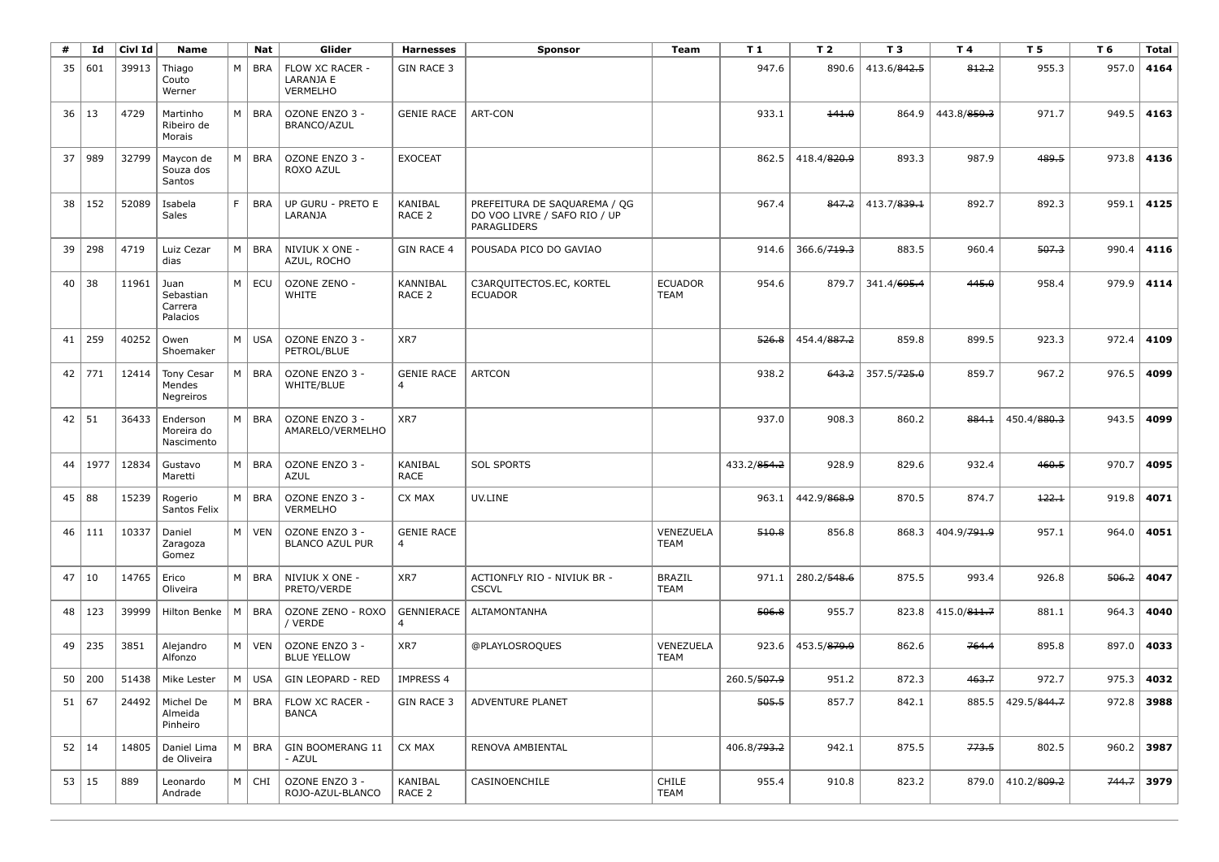| # | Id | Civl Id | Name | | Nat | Glider | Harnesses | Sponsor | Team | T 1 | T 2 | T 3 | T 4 | T 5 | T 6 | Total |
|---|---|---|---|---|---|---|---|---|---|---|---|---|---|---|---|---|
| 35 | 601 | 39913 | Thiago Couto Werner | M | BRA | FLOW XC RACER - LARANJA E VERMELHO | GIN RACE 3 | | | 947.6 | 890.6 | 413.6/~~842.5~~ | ~~812.2~~ | 955.3 | 957.0 | **4164** |
| 36 | 13 | 4729 | Martinho Ribeiro de Morais | M | BRA | OZONE ENZO 3 - BRANCO/AZUL | GENIE RACE | ART-CON | | 933.1 | ~~141.0~~ | 864.9 | 443.8/~~859.3~~ | 971.7 | 949.5 | **4163** |
| 37 | 989 | 32799 | Maycon de Souza dos Santos | M | BRA | OZONE ENZO 3 - ROXO AZUL | EXOCEAT | | | 862.5 | 418.4/~~820.9~~ | 893.3 | 987.9 | ~~489.5~~ | 973.8 | **4136** |
| 38 | 152 | 52089 | Isabela Sales | F | BRA | UP GURU - PRETO E LARANJA | KANIBAL RACE 2 | PREFEITURA DE SAQUAREMA / QG DO VOO LIVRE / SAFO RIO / UP PARAGLIDERS | | 967.4 | ~~847.2~~ | 413.7/~~839.1~~ | 892.7 | 892.3 | 959.1 | **4125** |
| 39 | 298 | 4719 | Luiz Cezar dias | M | BRA | NIVIUK X ONE - AZUL, ROCHO | GIN RACE 4 | POUSADA PICO DO GAVIAO | | 914.6 | 366.6/~~719.3~~ | 883.5 | 960.4 | ~~507.3~~ | 990.4 | **4116** |
| 40 | 38 | 11961 | Juan Sebastian Carrera Palacios | M | ECU | OZONE ZENO - WHITE | KANNIBAL RACE 2 | C3ARQUITECTOS.EC, KORTEL ECUADOR | ECUADOR TEAM | 954.6 | 879.7 | 341.4/~~695.4~~ | ~~445.0~~ | 958.4 | 979.9 | **4114** |
| 41 | 259 | 40252 | Owen Shoemaker | M | USA | OZONE ENZO 3 - PETROL/BLUE | XR7 | | | ~~526.8~~ | 454.4/~~887.2~~ | 859.8 | 899.5 | 923.3 | 972.4 | **4109** |
| 42 | 771 | 12414 | Tony Cesar Mendes Negreiros | M | BRA | OZONE ENZO 3 - WHITE/BLUE | GENIE RACE 4 | ARTCON | | 938.2 | ~~643.2~~ | 357.5/~~725.0~~ | 859.7 | 967.2 | 976.5 | **4099** |
| 42 | 51 | 36433 | Enderson Moreira do Nascimento | M | BRA | OZONE ENZO 3 - AMARELO/VERMELHO | XR7 | | | 937.0 | 908.3 | 860.2 | ~~884.1~~ | 450.4/~~880.3~~ | 943.5 | **4099** |
| 44 | 1977 | 12834 | Gustavo Maretti | M | BRA | OZONE ENZO 3 - AZUL | KANIBAL RACE | SOL SPORTS | | 433.2/~~854.2~~ | 928.9 | 829.6 | 932.4 | ~~460.5~~ | 970.7 | **4095** |
| 45 | 88 | 15239 | Rogerio Santos Felix | M | BRA | OZONE ENZO 3 - VERMELHO | CX MAX | UV.LINE | | 963.1 | 442.9/~~868.9~~ | 870.5 | 874.7 | ~~122.1~~ | 919.8 | **4071** |
| 46 | 111 | 10337 | Daniel Zaragoza Gomez | M | VEN | OZONE ENZO 3 - BLANCO AZUL PUR | GENIE RACE 4 | | VENEZUELA TEAM | ~~510.8~~ | 856.8 | 868.3 | 404.9/~~791.9~~ | 957.1 | 964.0 | **4051** |
| 47 | 10 | 14765 | Erico Oliveira | M | BRA | NIVIUK X ONE - PRETO/VERDE | XR7 | ACTIONFLY RIO - NIVIUK BR - CSCVL | BRAZIL TEAM | 971.1 | 280.2/~~548.6~~ | 875.5 | 993.4 | 926.8 | ~~506.2~~ | **4047** |
| 48 | 123 | 39999 | Hilton Benke | M | BRA | OZONE ZENO - ROXO / VERDE | GENNIERACE 4 | ALTAMONTANHA | | ~~506.8~~ | 955.7 | 823.8 | 415.0/~~811.7~~ | 881.1 | 964.3 | **4040** |
| 49 | 235 | 3851 | Alejandro Alfonzo | M | VEN | OZONE ENZO 3 - BLUE YELLOW | XR7 | @PLAYLOSROQUES | VENEZUELA TEAM | 923.6 | 453.5/~~879.9~~ | 862.6 | ~~764.4~~ | 895.8 | 897.0 | **4033** |
| 50 | 200 | 51438 | Mike Lester | M | USA | GIN LEOPARD - RED | IMPRESS 4 | | | 260.5/~~507.9~~ | 951.2 | 872.3 | ~~463.7~~ | 972.7 | 975.3 | **4032** |
| 51 | 67 | 24492 | Michel De Almeida Pinheiro | M | BRA | FLOW XC RACER - BANCA | GIN RACE 3 | ADVENTURE PLANET | | ~~505.5~~ | 857.7 | 842.1 | 885.5 | 429.5/~~844.7~~ | 972.8 | **3988** |
| 52 | 14 | 14805 | Daniel Lima de Oliveira | M | BRA | GIN BOOMERANG 11 - AZUL | CX MAX | RENOVA AMBIENTAL | | 406.8/~~793.2~~ | 942.1 | 875.5 | ~~773.5~~ | 802.5 | 960.2 | **3987** |
| 53 | 15 | 889 | Leonardo Andrade | M | CHI | OZONE ENZO 3 - ROJO-AZUL-BLANCO | KANIBAL RACE 2 | CASINOENCHILE | CHILE TEAM | 955.4 | 910.8 | 823.2 | 879.0 | 410.2/~~809.2~~ | ~~744.7~~ | **3979** |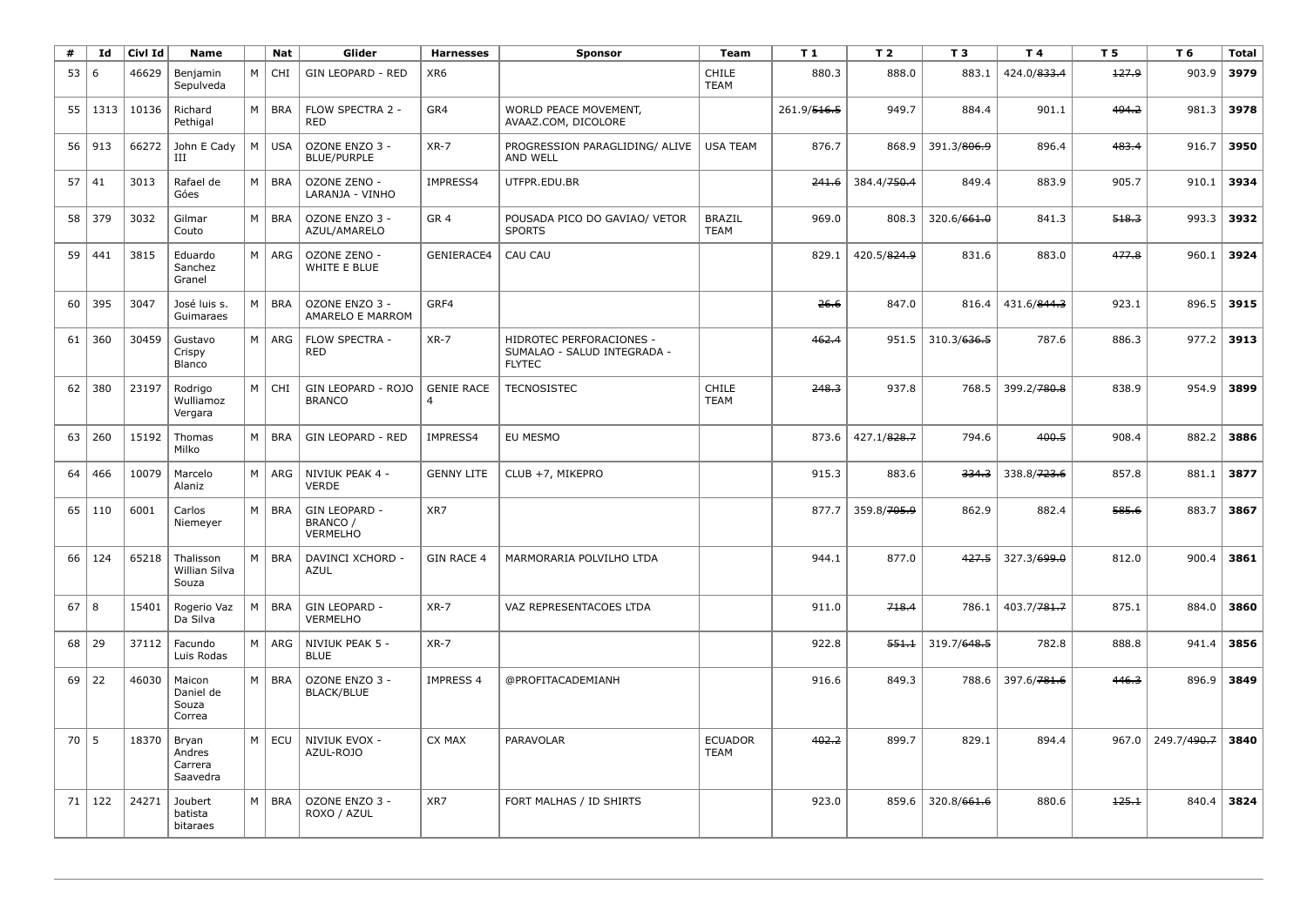| # | Id | Civl Id | Name | | Nat | Glider | Harnesses | Sponsor | Team | T 1 | T 2 | T 3 | T 4 | T 5 | T 6 | Total |
|---|---|---|---|---|---|---|---|---|---|---|---|---|---|---|---|---|
| 53 | 6 | 46629 | Benjamin Sepulveda | M | CHI | GIN LEOPARD - RED | XR6 | | CHILE TEAM | 880.3 | 888.0 | 883.1 | 424.0/~~833.4~~ | ~~127.9~~ | 903.9 | **3979** |
| 55 | 1313 | 10136 | Richard Pethigal | M | BRA | FLOW SPECTRA 2 - RED | GR4 | WORLD PEACE MOVEMENT, AVAAZ.COM, DICOLORE | | 261.9/~~516.5~~ | 949.7 | 884.4 | 901.1 | ~~494.2~~ | 981.3 | **3978** |
| 56 | 913 | 66272 | John E Cady III | M | USA | OZONE ENZO 3 - BLUE/PURPLE | XR-7 | PROGRESSION PARAGLIDING/ ALIVE AND WELL | USA TEAM | 876.7 | 868.9 | 391.3/~~806.9~~ | 896.4 | ~~483.4~~ | 916.7 | **3950** |
| 57 | 41 | 3013 | Rafael de Góes | M | BRA | OZONE ZENO - LARANJA - VINHO | IMPRESS4 | UTFPR.EDU.BR | | ~~241.6~~ | 384.4/~~750.4~~ | 849.4 | 883.9 | 905.7 | 910.1 | **3934** |
| 58 | 379 | 3032 | Gilmar Couto | M | BRA | OZONE ENZO 3 - AZUL/AMARELO | GR 4 | POUSADA PICO DO GAVIAO/ VETOR SPORTS | BRAZIL TEAM | 969.0 | 808.3 | 320.6/~~661.0~~ | 841.3 | ~~518.3~~ | 993.3 | **3932** |
| 59 | 441 | 3815 | Eduardo Sanchez Granel | M | ARG | OZONE ZENO - WHITE E BLUE | GENIERACE4 | CAU CAU | | 829.1 | 420.5/~~824.9~~ | 831.6 | 883.0 | ~~477.8~~ | 960.1 | **3924** |
| 60 | 395 | 3047 | José luis s. Guimaraes | M | BRA | OZONE ENZO 3 - AMARELO E MARROM | GRF4 | | | ~~26.6~~ | 847.0 | 816.4 | 431.6/~~844.3~~ | 923.1 | 896.5 | **3915** |
| 61 | 360 | 30459 | Gustavo Crispy Blanco | M | ARG | FLOW SPECTRA - RED | XR-7 | HIDROTEC PERFORACIONES - SUMALAO - SALUD INTEGRADA - FLYTEC | | ~~462.4~~ | 951.5 | 310.3/~~636.5~~ | 787.6 | 886.3 | 977.2 | **3913** |
| 62 | 380 | 23197 | Rodrigo Wulliamoz Vergara | M | CHI | GIN LEOPARD - ROJO BRANCO | GENIE RACE 4 | TECNOSISTEC | CHILE TEAM | ~~248.3~~ | 937.8 | 768.5 | 399.2/~~780.8~~ | 838.9 | 954.9 | **3899** |
| 63 | 260 | 15192 | Thomas Milko | M | BRA | GIN LEOPARD - RED | IMPRESS4 | EU MESMO | | 873.6 | 427.1/~~828.7~~ | 794.6 | ~~400.5~~ | 908.4 | 882.2 | **3886** |
| 64 | 466 | 10079 | Marcelo Alaniz | M | ARG | NIVIUK PEAK 4 - VERDE | GENNY LITE | CLUB +7, MIKEPRO | | 915.3 | 883.6 | ~~334.3~~ | 338.8/~~723.6~~ | 857.8 | 881.1 | **3877** |
| 65 | 110 | 6001 | Carlos Niemeyer | M | BRA | GIN LEOPARD - BRANCO / VERMELHO | XR7 | | | 877.7 | 359.8/~~705.9~~ | 862.9 | 882.4 | ~~585.6~~ | 883.7 | **3867** |
| 66 | 124 | 65218 | Thalisson Willian Silva Souza | M | BRA | DAVINCI XCHORD - AZUL | GIN RACE 4 | MARMORARIA POLVILHO LTDA | | 944.1 | 877.0 | ~~427.5~~ | 327.3/~~699.0~~ | 812.0 | 900.4 | **3861** |
| 67 | 8 | 15401 | Rogerio Vaz Da Silva | M | BRA | GIN LEOPARD - VERMELHO | XR-7 | VAZ REPRESENTACOES LTDA | | 911.0 | ~~718.4~~ | 786.1 | 403.7/~~781.7~~ | 875.1 | 884.0 | **3860** |
| 68 | 29 | 37112 | Facundo Luis Rodas | M | ARG | NIVIUK PEAK 5 - BLUE | XR-7 | | | 922.8 | ~~551.1~~ | 319.7/~~648.5~~ | 782.8 | 888.8 | 941.4 | **3856** |
| 69 | 22 | 46030 | Maicon Daniel de Souza Correa | M | BRA | OZONE ENZO 3 - BLACK/BLUE | IMPRESS 4 | @PROFITACADEMIANH | | 916.6 | 849.3 | 788.6 | 397.6/~~781.6~~ | ~~446.3~~ | 896.9 | **3849** |
| 70 | 5 | 18370 | Bryan Andres Carrera Saavedra | M | ECU | NIVIUK EVOX - AZUL-ROJO | CX MAX | PARAVOLAR | ECUADOR TEAM | ~~402.2~~ | 899.7 | 829.1 | 894.4 | 967.0 | 249.7/~~490.7~~ | **3840** |
| 71 | 122 | 24271 | Joubert batista bitaraes | M | BRA | OZONE ENZO 3 - ROXO / AZUL | XR7 | FORT MALHAS / ID SHIRTS | | 923.0 | 859.6 | 320.8/~~661.6~~ | 880.6 | ~~125.1~~ | 840.4 | **3824** |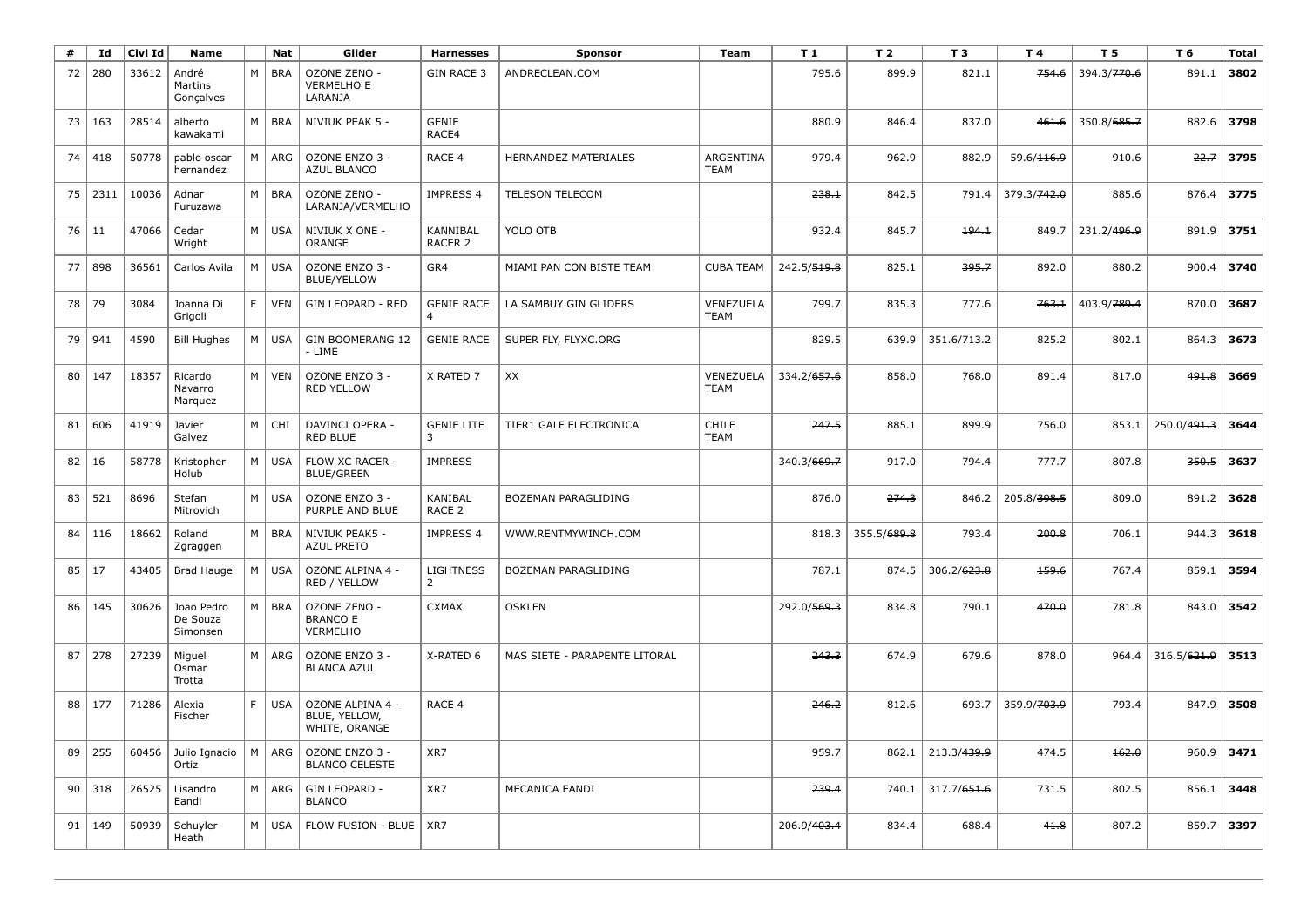| # | Id | Civl Id | Name | | Nat | Glider | Harnesses | Sponsor | Team | T 1 | T 2 | T 3 | T 4 | T 5 | T 6 | Total |
|---|---|---|---|---|---|---|---|---|---|---|---|---|---|---|---|---|
| 72 | 280 | 33612 | André Martins Gonçalves | M | BRA | OZONE ZENO - VERMELHO E LARANJA | GIN RACE 3 | ANDRECLEAN.COM | | 795.6 | 899.9 | 821.1 | ~~754.6~~ | 394.3/~~770.6~~ | 891.1 | **3802** |
| 73 | 163 | 28514 | alberto kawakami | M | BRA | NIVIUK PEAK 5 - | GENIE RACE4 | | | 880.9 | 846.4 | 837.0 | ~~461.6~~ | 350.8/~~685.7~~ | 882.6 | **3798** |
| 74 | 418 | 50778 | pablo oscar hernandez | M | ARG | OZONE ENZO 3 - AZUL BLANCO | RACE 4 | HERNANDEZ MATERIALES | ARGENTINA TEAM | 979.4 | 962.9 | 882.9 | 59.6/~~116.9~~ | 910.6 | ~~22.7~~ | **3795** |
| 75 | 2311 | 10036 | Adnar Furuzawa | M | BRA | OZONE ZENO - LARANJA/VERMELHO | IMPRESS 4 | TELESON TELECOM | | ~~238.1~~ | 842.5 | 791.4 | 379.3/~~742.0~~ | 885.6 | 876.4 | **3775** |
| 76 | 11 | 47066 | Cedar Wright | M | USA | NIVIUK X ONE - ORANGE | KANNIBAL RACER 2 | YOLO OTB | | 932.4 | 845.7 | ~~194.1~~ | 849.7 | 231.2/~~496.9~~ | 891.9 | **3751** |
| 77 | 898 | 36561 | Carlos Avila | M | USA | OZONE ENZO 3 - BLUE/YELLOW | GR4 | MIAMI PAN CON BISTE TEAM | CUBA TEAM | 242.5/~~519.8~~ | 825.1 | ~~395.7~~ | 892.0 | 880.2 | 900.4 | **3740** |
| 78 | 79 | 3084 | Joanna Di Grigoli | F | VEN | GIN LEOPARD - RED | GENIE RACE 4 | LA SAMBUY GIN GLIDERS | VENEZUELA TEAM | 799.7 | 835.3 | 777.6 | ~~763.1~~ | 403.9/~~789.4~~ | 870.0 | **3687** |
| 79 | 941 | 4590 | Bill Hughes | M | USA | GIN BOOMERANG 12 - LIME | GENIE RACE | SUPER FLY, FLYXC.ORG | | 829.5 | ~~639.9~~ | 351.6/~~713.2~~ | 825.2 | 802.1 | 864.3 | **3673** |
| 80 | 147 | 18357 | Ricardo Navarro Marquez | M | VEN | OZONE ENZO 3 - RED YELLOW | X RATED 7 | XX | VENEZUELA TEAM | 334.2/~~657.6~~ | 858.0 | 768.0 | 891.4 | 817.0 | ~~491.8~~ | **3669** |
| 81 | 606 | 41919 | Javier Galvez | M | CHI | DAVINCI OPERA - RED BLUE | GENIE LITE 3 | TIER1 GALF ELECTRONICA | CHILE TEAM | ~~247.5~~ | 885.1 | 899.9 | 756.0 | 853.1 | 250.0/~~491.3~~ | **3644** |
| 82 | 16 | 58778 | Kristopher Holub | M | USA | FLOW XC RACER - BLUE/GREEN | IMPRESS | | | 340.3/~~669.7~~ | 917.0 | 794.4 | 777.7 | 807.8 | ~~350.5~~ | **3637** |
| 83 | 521 | 8696 | Stefan Mitrovich | M | USA | OZONE ENZO 3 - PURPLE AND BLUE | KANIBAL RACE 2 | BOZEMAN PARAGLIDING | | 876.0 | ~~274.3~~ | 846.2 | 205.8/~~398.5~~ | 809.0 | 891.2 | **3628** |
| 84 | 116 | 18662 | Roland Zgraggen | M | BRA | NIVIUK PEAK5 - AZUL PRETO | IMPRESS 4 | WWW.RENTMYWINCH.COM | | 818.3 | 355.5/~~689.8~~ | 793.4 | ~~200.8~~ | 706.1 | 944.3 | **3618** |
| 85 | 17 | 43405 | Brad Hauge | M | USA | OZONE ALPINA 4 - RED / YELLOW | LIGHTNESS 2 | BOZEMAN PARAGLIDING | | 787.1 | 874.5 | 306.2/~~623.8~~ | ~~159.6~~ | 767.4 | 859.1 | **3594** |
| 86 | 145 | 30626 | Joao Pedro De Souza Simonsen | M | BRA | OZONE ZENO - BRANCO E VERMELHO | CXMAX | OSKLEN | | 292.0/~~569.3~~ | 834.8 | 790.1 | ~~470.0~~ | 781.8 | 843.0 | **3542** |
| 87 | 278 | 27239 | Miguel Osmar Trotta | M | ARG | OZONE ENZO 3 - BLANCA AZUL | X-RATED 6 | MAS SIETE - PARAPENTE LITORAL | | ~~243.3~~ | 674.9 | 679.6 | 878.0 | 964.4 | 316.5/~~621.9~~ | **3513** |
| 88 | 177 | 71286 | Alexia Fischer | F | USA | OZONE ALPINA 4 - BLUE, YELLOW, WHITE, ORANGE | RACE 4 | | | ~~246.2~~ | 812.6 | 693.7 | 359.9/~~703.9~~ | 793.4 | 847.9 | **3508** |
| 89 | 255 | 60456 | Julio Ignacio Ortiz | M | ARG | OZONE ENZO 3 - BLANCO CELESTE | XR7 | | | 959.7 | 862.1 | 213.3/~~439.9~~ | 474.5 | ~~162.0~~ | 960.9 | **3471** |
| 90 | 318 | 26525 | Lisandro Eandi | M | ARG | GIN LEOPARD - BLANCO | XR7 | MECANICA EANDI | | ~~239.4~~ | 740.1 | 317.7/~~651.6~~ | 731.5 | 802.5 | 856.1 | **3448** |
| 91 | 149 | 50939 | Schuyler Heath | M | USA | FLOW FUSION - BLUE | XR7 | | | 206.9/~~403.4~~ | 834.4 | 688.4 | ~~41.8~~ | 807.2 | 859.7 | **3397** |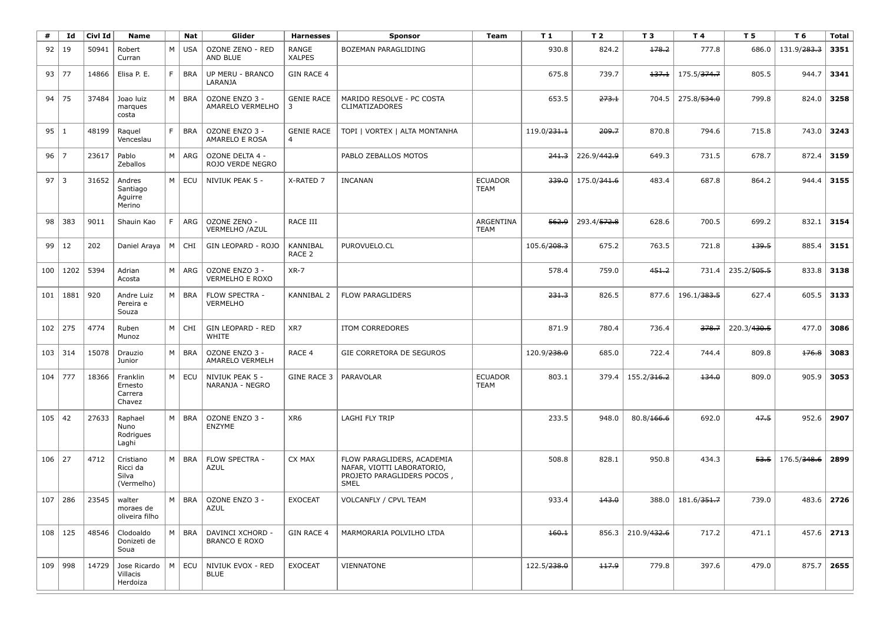| # | Id | Civl Id | Name | | Nat | Glider | Harnesses | Sponsor | Team | T 1 | T 2 | T 3 | T 4 | T 5 | T 6 | Total |
|---|---|---|---|---|---|---|---|---|---|---|---|---|---|---|---|---|
| 92 | 19 | 50941 | Robert Curran | M | USA | OZONE ZENO - RED AND BLUE | RANGE XALPES | BOZEMAN PARAGLIDING | | 930.8 | 824.2 | ~~178.2~~ | 777.8 | 686.0 | 131.9/~~283.3~~ | **3351** |
| 93 | 77 | 14866 | Elisa P. E. | F | BRA | UP MERU - BRANCO LARANJA | GIN RACE 4 | | | 675.8 | 739.7 | ~~137.1~~ | 175.5/~~374.7~~ | 805.5 | 944.7 | **3341** |
| 94 | 75 | 37484 | Joao luiz marques costa | M | BRA | OZONE ENZO 3 - AMARELO VERMELHO | GENIE RACE 3 | MARIDO RESOLVE - PC COSTA CLIMATIZADORES | | 653.5 | ~~273.1~~ | 704.5 | 275.8/~~534.0~~ | 799.8 | 824.0 | **3258** |
| 95 | 1 | 48199 | Raquel Venceslau | F | BRA | OZONE ENZO 3 - AMARELO E ROSA | GENIE RACE 4 | TOPI \| VORTEX \| ALTA MONTANHA | | 119.0/~~231.1~~ | ~~209.7~~ | 870.8 | 794.6 | 715.8 | 743.0 | **3243** |
| 96 | 7 | 23617 | Pablo Zeballos | M | ARG | OZONE DELTA 4 - ROJO VERDE NEGRO | | PABLO ZEBALLOS MOTOS | | ~~241.3~~ | 226.9/~~442.9~~ | 649.3 | 731.5 | 678.7 | 872.4 | **3159** |
| 97 | 3 | 31652 | Andres Santiago Aguirre Merino | M | ECU | NIVIUK PEAK 5 - | X-RATED 7 | INCANAN | ECUADOR TEAM | ~~339.0~~ | 175.0/~~341.6~~ | 483.4 | 687.8 | 864.2 | 944.4 | **3155** |
| 98 | 383 | 9011 | Shauin Kao | F | ARG | OZONE ZENO - VERMELHO /AZUL | RACE III | | ARGENTINA TEAM | ~~562.9~~ | 293.4/~~572.8~~ | 628.6 | 700.5 | 699.2 | 832.1 | **3154** |
| 99 | 12 | 202 | Daniel Araya | M | CHI | GIN LEOPARD - ROJO | KANNIBAL RACE 2 | PUROVUELO.CL | | 105.6/~~208.3~~ | 675.2 | 763.5 | 721.8 | ~~139.5~~ | 885.4 | **3151** |
| 100 | 1202 | 5394 | Adrian Acosta | M | ARG | OZONE ENZO 3 - VERMELHO E ROXO | XR-7 | | | 578.4 | 759.0 | ~~451.2~~ | 731.4 | 235.2/~~505.5~~ | 833.8 | **3138** |
| 101 | 1881 | 920 | Andre Luiz Pereira e Souza | M | BRA | FLOW SPECTRA - VERMELHO | KANNIBAL 2 | FLOW PARAGLIDERS | | ~~231.3~~ | 826.5 | 877.6 | 196.1/~~383.5~~ | 627.4 | 605.5 | **3133** |
| 102 | 275 | 4774 | Ruben Munoz | M | CHI | GIN LEOPARD - RED WHITE | XR7 | ITOM CORREDORES | | 871.9 | 780.4 | 736.4 | ~~378.7~~ | 220.3/~~430.5~~ | 477.0 | **3086** |
| 103 | 314 | 15078 | Drauzio Junior | M | BRA | OZONE ENZO 3 - AMARELO VERMELH | RACE 4 | GIE CORRETORA DE SEGUROS | | 120.9/~~238.0~~ | 685.0 | 722.4 | 744.4 | 809.8 | ~~176.8~~ | **3083** |
| 104 | 777 | 18366 | Franklin Ernesto Carrera Chavez | M | ECU | NIVIUK PEAK 5 - NARANJA - NEGRO | GINE RACE 3 | PARAVOLAR | ECUADOR TEAM | 803.1 | 379.4 | 155.2/~~316.2~~ | ~~134.0~~ | 809.0 | 905.9 | **3053** |
| 105 | 42 | 27633 | Raphael Nuno Rodrigues Laghi | M | BRA | OZONE ENZO 3 - ENZYME | XR6 | LAGHI FLY TRIP | | 233.5 | 948.0 | 80.8/~~166.6~~ | 692.0 | ~~47.5~~ | 952.6 | **2907** |
| 106 | 27 | 4712 | Cristiano Ricci da Silva (Vermelho) | M | BRA | FLOW SPECTRA - AZUL | CX MAX | FLOW PARAGLIDERS, ACADEMIA NAFAR, VIOTTI LABORATORIO, PROJETO PARAGLIDERS POCOS , SMEL | | 508.8 | 828.1 | 950.8 | 434.3 | ~~53.5~~ | 176.5/~~348.6~~ | **2899** |
| 107 | 286 | 23545 | walter moraes de oliveira filho | M | BRA | OZONE ENZO 3 - AZUL | EXOCEAT | VOLCANFLY / CPVL TEAM | | 933.4 | ~~143.0~~ | 388.0 | 181.6/~~351.7~~ | 739.0 | 483.6 | **2726** |
| 108 | 125 | 48546 | Clodoaldo Donizeti de Soua | M | BRA | DAVINCI XCHORD - BRANCO E ROXO | GIN RACE 4 | MARMORARIA POLVILHO LTDA | | ~~160.1~~ | 856.3 | 210.9/~~432.6~~ | 717.2 | 471.1 | 457.6 | **2713** |
| 109 | 998 | 14729 | Jose Ricardo Villacis Herdoiza | M | ECU | NIVIUK EVOX - RED BLUE | EXOCEAT | VIENNATONE | | 122.5/~~238.0~~ | ~~117.9~~ | 779.8 | 397.6 | 479.0 | 875.7 | **2655** |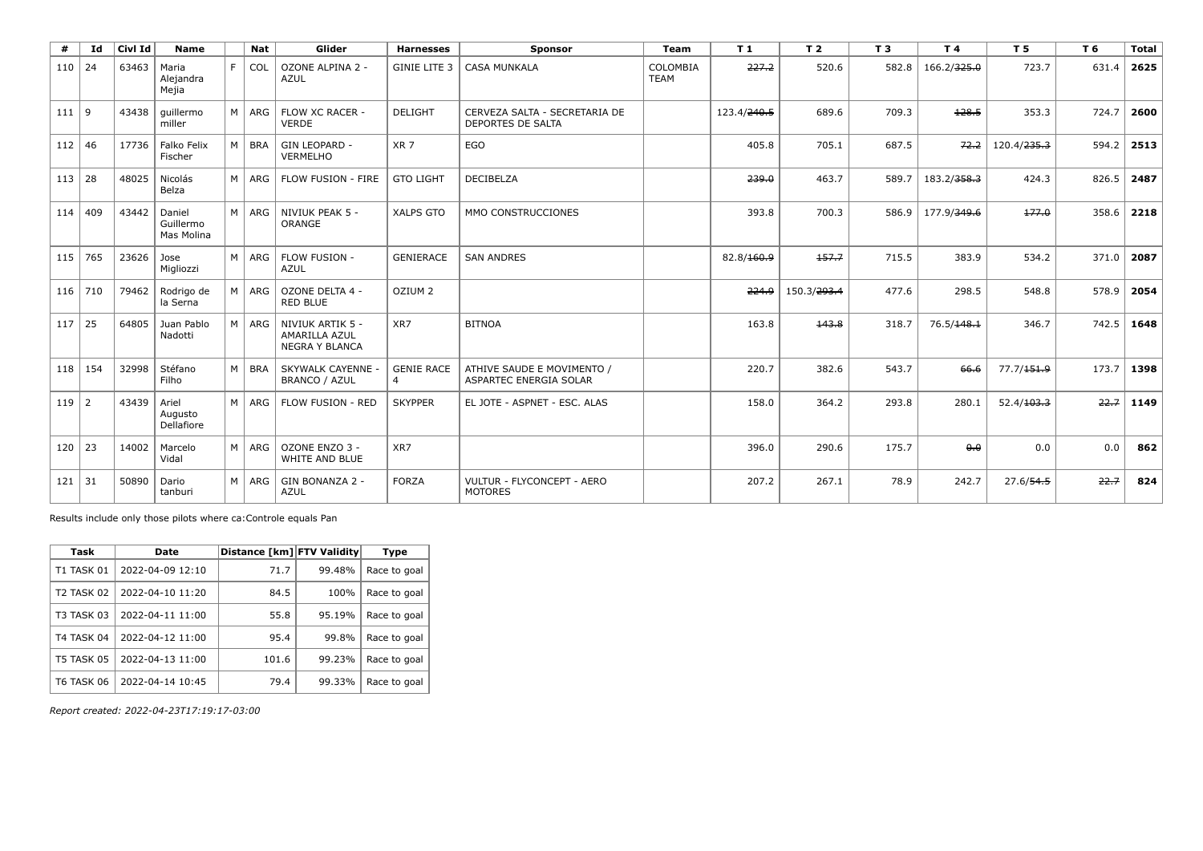| # | Id | Civl Id | Name | | Nat | Glider | Harnesses | Sponsor | Team | T 1 | T 2 | T 3 | T 4 | T 5 | T 6 | Total |
|---|---|---|---|---|---|---|---|---|---|---|---|---|---|---|---|---|
| 110 | 24 | 63463 | Maria Alejandra Mejia | F | COL | OZONE ALPINA 2 - AZUL | GINIE LITE 3 | CASA MUNKALA | COLOMBIA TEAM | ~~227.2~~ | 520.6 | 582.8 | 166.2/~~325.0~~ | 723.7 | 631.4 | **2625** |
| 111 | 9 | 43438 | guillermo miller | M | ARG | FLOW XC RACER - VERDE | DELIGHT | CERVEZA SALTA - SECRETARIA DE DEPORTES DE SALTA | | 123.4/~~240.5~~ | 689.6 | 709.3 | ~~128.5~~ | 353.3 | 724.7 | **2600** |
| 112 | 46 | 17736 | Falko Felix Fischer | M | BRA | GIN LEOPARD - VERMELHO | XR 7 | EGO | | 405.8 | 705.1 | 687.5 | ~~72.2~~ | 120.4/~~235.3~~ | 594.2 | **2513** |
| 113 | 28 | 48025 | Nicolás Belza | M | ARG | FLOW FUSION - FIRE | GTO LIGHT | DECIBELZA | | ~~239.0~~ | 463.7 | 589.7 | 183.2/~~358.3~~ | 424.3 | 826.5 | **2487** |
| 114 | 409 | 43442 | Daniel Guillermo Mas Molina | M | ARG | NIVIUK PEAK 5 - ORANGE | XALPS GTO | MMO CONSTRUCCIONES | | 393.8 | 700.3 | 586.9 | 177.9/~~349.6~~ | ~~177.0~~ | 358.6 | **2218** |
| 115 | 765 | 23626 | Jose Migliozzi | M | ARG | FLOW FUSION - AZUL | GENIERACE | SAN ANDRES | | 82.8/~~160.9~~ | ~~157.7~~ | 715.5 | 383.9 | 534.2 | 371.0 | **2087** |
| 116 | 710 | 79462 | Rodrigo de la Serna | M | ARG | OZONE DELTA 4 - RED BLUE | OZIUM 2 | | | ~~224.9~~ | 150.3/~~293.4~~ | 477.6 | 298.5 | 548.8 | 578.9 | **2054** |
| 117 | 25 | 64805 | Juan Pablo Nadotti | M | ARG | NIVIUK ARTIK 5 - AMARILLA AZUL NEGRA Y BLANCA | XR7 | BITNOA | | 163.8 | ~~143.8~~ | 318.7 | 76.5/~~148.1~~ | 346.7 | 742.5 | **1648** |
| 118 | 154 | 32998 | Stéfano Filho | M | BRA | SKYWALK CAYENNE - BRANCO / AZUL | GENIE RACE 4 | ATHIVE SAUDE E MOVIMENTO / ASPARTEC ENERGIA SOLAR | | 220.7 | 382.6 | 543.7 | ~~66.6~~ | 77.7/~~151.9~~ | 173.7 | **1398** |
| 119 | 2 | 43439 | Ariel Augusto Dellafiore | M | ARG | FLOW FUSION - RED | SKYPPER | EL JOTE - ASPNET - ESC. ALAS | | 158.0 | 364.2 | 293.8 | 280.1 | 52.4/~~103.3~~ | ~~22.7~~ | **1149** |
| 120 | 23 | 14002 | Marcelo Vidal | M | ARG | OZONE ENZO 3 - WHITE AND BLUE | XR7 | | | 396.0 | 290.6 | 175.7 | ~~0.0~~ | 0.0 | 0.0 | **862** |
| 121 | 31 | 50890 | Dario tanburi | M | ARG | GIN BONANZA 2 - AZUL | FORZA | VULTUR - FLYCONCEPT - AERO MOTORES | | 207.2 | 267.1 | 78.9 | 242.7 | 27.6/~~54.5~~ | ~~22.7~~ | **824** |

Results include only those pilots where ca:Controle equals Pan

| Task | Date | Distance [km] | FTV Validity | Type |
|---|---|---|---|---|
| T1 TASK 01 | 2022-04-09 12:10 | 71.7 | 99.48% | Race to goal |
| T2 TASK 02 | 2022-04-10 11:20 | 84.5 | 100% | Race to goal |
| T3 TASK 03 | 2022-04-11 11:00 | 55.8 | 95.19% | Race to goal |
| T4 TASK 04 | 2022-04-12 11:00 | 95.4 | 99.8% | Race to goal |
| T5 TASK 05 | 2022-04-13 11:00 | 101.6 | 99.23% | Race to goal |
| T6 TASK 06 | 2022-04-14 10:45 | 79.4 | 99.33% | Race to goal |

*Report created: 2022-04-23T17:19:17-03:00*